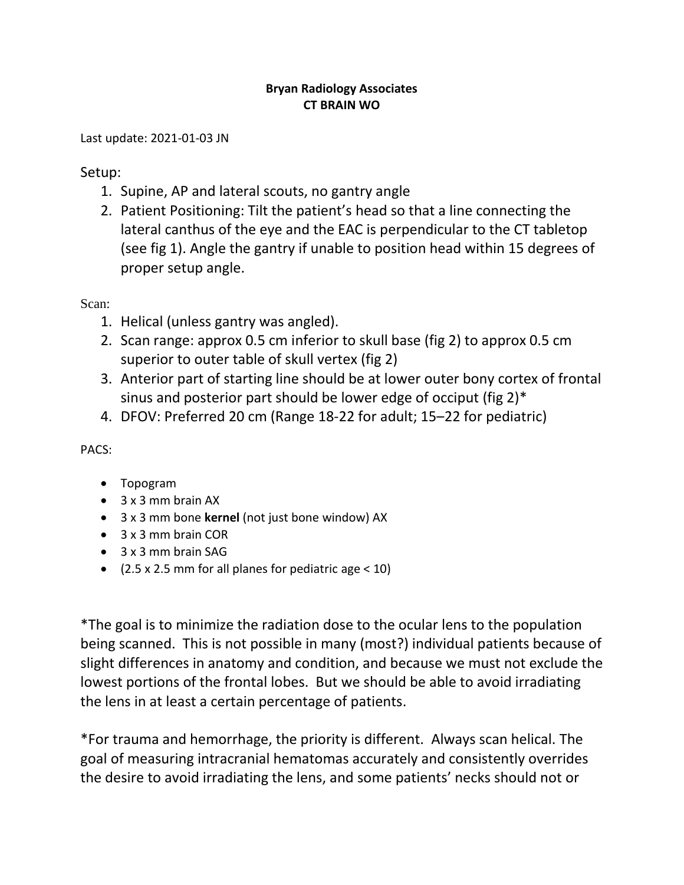**Bryan Radiology Associates**
**CT BRAIN WO**

Last update: 2021-01-03 JN

Setup:

1. Supine, AP and lateral scouts, no gantry angle
2. Patient Positioning: Tilt the patient's head so that a line connecting the lateral canthus of the eye and the EAC is perpendicular to the CT tabletop (see fig 1). Angle the gantry if unable to position head within 15 degrees of proper setup angle.

Scan:

1. Helical (unless gantry was angled).
2. Scan range: approx 0.5 cm inferior to skull base (fig 2) to approx 0.5 cm superior to outer table of skull vertex (fig 2)
3. Anterior part of starting line should be at lower outer bony cortex of frontal sinus and posterior part should be lower edge of occiput (fig 2)*
4. DFOV: Preferred 20 cm (Range 18-22 for adult; 15–22 for pediatric)

PACS:

- Topogram
- 3 x 3 mm brain AX
- 3 x 3 mm bone **kernel** (not just bone window) AX
- 3 x 3 mm brain COR
- 3 x 3 mm brain SAG
- (2.5 x 2.5 mm for all planes for pediatric age < 10)

*The goal is to minimize the radiation dose to the ocular lens to the population being scanned. This is not possible in many (most?) individual patients because of slight differences in anatomy and condition, and because we must not exclude the lowest portions of the frontal lobes. But we should be able to avoid irradiating the lens in at least a certain percentage of patients.

*For trauma and hemorrhage, the priority is different. Always scan helical. The goal of measuring intracranial hematomas accurately and consistently overrides the desire to avoid irradiating the lens, and some patients' necks should not or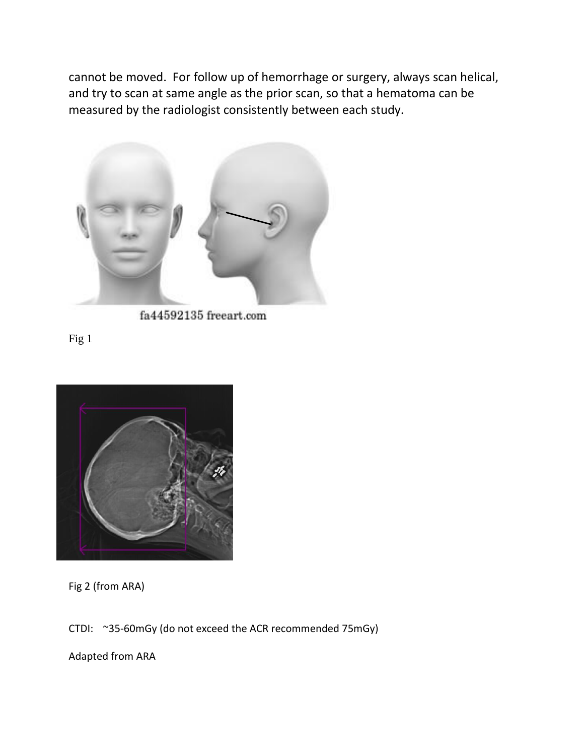cannot be moved. For follow up of hemorrhage or surgery, always scan helical, and try to scan at same angle as the prior scan, so that a hematoma can be measured by the radiologist consistently between each study.

fa44592135 freeart.com

Fig 1

Fig 2 (from ARA)

CTDI: ~35-60mGy (do not exceed the ACR recommended 75mGy)

Adapted from ARA